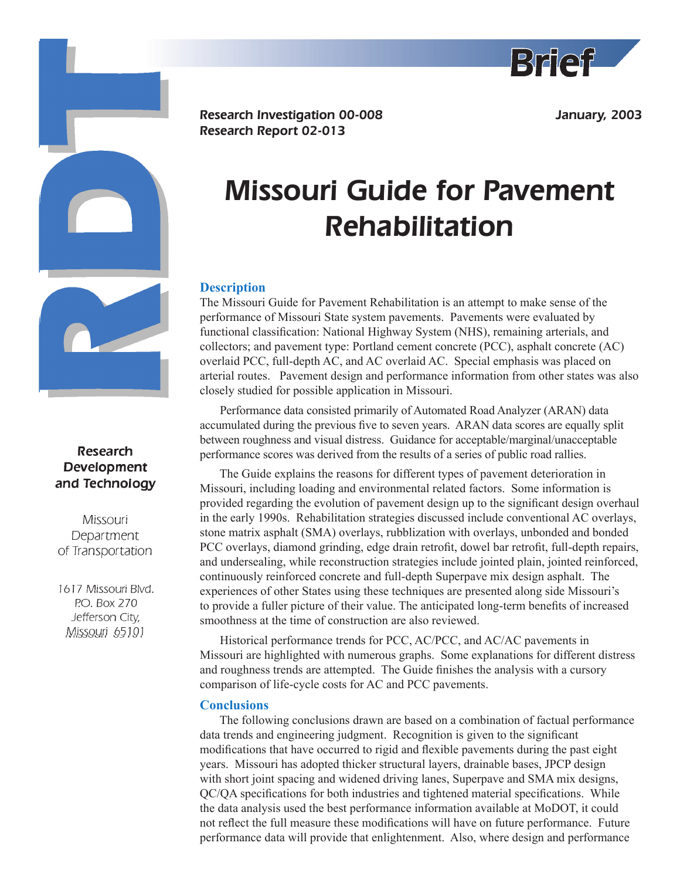**Brief**

*Research Investigation 00-008*
*Research Report 02-013*

*January, 2003*

# Missouri Guide for Pavement Rehabilitation

Research Development and Technology

Missouri Department of Transportation

1617 Missouri Blvd.
P.O. Box 270
Jefferson City,
Missouri 65101

## Description

The Missouri Guide for Pavement Rehabilitation is an attempt to make sense of the performance of Missouri State system pavements. Pavements were evaluated by functional classification: National Highway System (NHS), remaining arterials, and collectors; and pavement type: Portland cement concrete (PCC), asphalt concrete (AC) overlaid PCC, full-depth AC, and AC overlaid AC. Special emphasis was placed on arterial routes. Pavement design and performance information from other states was also closely studied for possible application in Missouri.

Performance data consisted primarily of Automated Road Analyzer (ARAN) data accumulated during the previous five to seven years. ARAN data scores are equally split between roughness and visual distress. Guidance for acceptable/marginal/unacceptable performance scores was derived from the results of a series of public road rallies.

The Guide explains the reasons for different types of pavement deterioration in Missouri, including loading and environmental related factors. Some information is provided regarding the evolution of pavement design up to the significant design overhaul in the early 1990s. Rehabilitation strategies discussed include conventional AC overlays, stone matrix asphalt (SMA) overlays, rubblization with overlays, unbonded and bonded PCC overlays, diamond grinding, edge drain retrofit, dowel bar retrofit, full-depth repairs, and undersealing, while reconstruction strategies include jointed plain, jointed reinforced, continuously reinforced concrete and full-depth Superpave mix design asphalt. The experiences of other States using these techniques are presented along side Missouri's to provide a fuller picture of their value. The anticipated long-term benefits of increased smoothness at the time of construction are also reviewed.

Historical performance trends for PCC, AC/PCC, and AC/AC pavements in Missouri are highlighted with numerous graphs. Some explanations for different distress and roughness trends are attempted. The Guide finishes the analysis with a cursory comparison of life-cycle costs for AC and PCC pavements.

## Conclusions

The following conclusions drawn are based on a combination of factual performance data trends and engineering judgment. Recognition is given to the significant modifications that have occurred to rigid and flexible pavements during the past eight years. Missouri has adopted thicker structural layers, drainable bases, JPCP design with short joint spacing and widened driving lanes, Superpave and SMA mix designs, QC/QA specifications for both industries and tightened material specifications. While the data analysis used the best performance information available at MoDOT, it could not reflect the full measure these modifications will have on future performance. Future performance data will provide that enlightenment. Also, where design and performance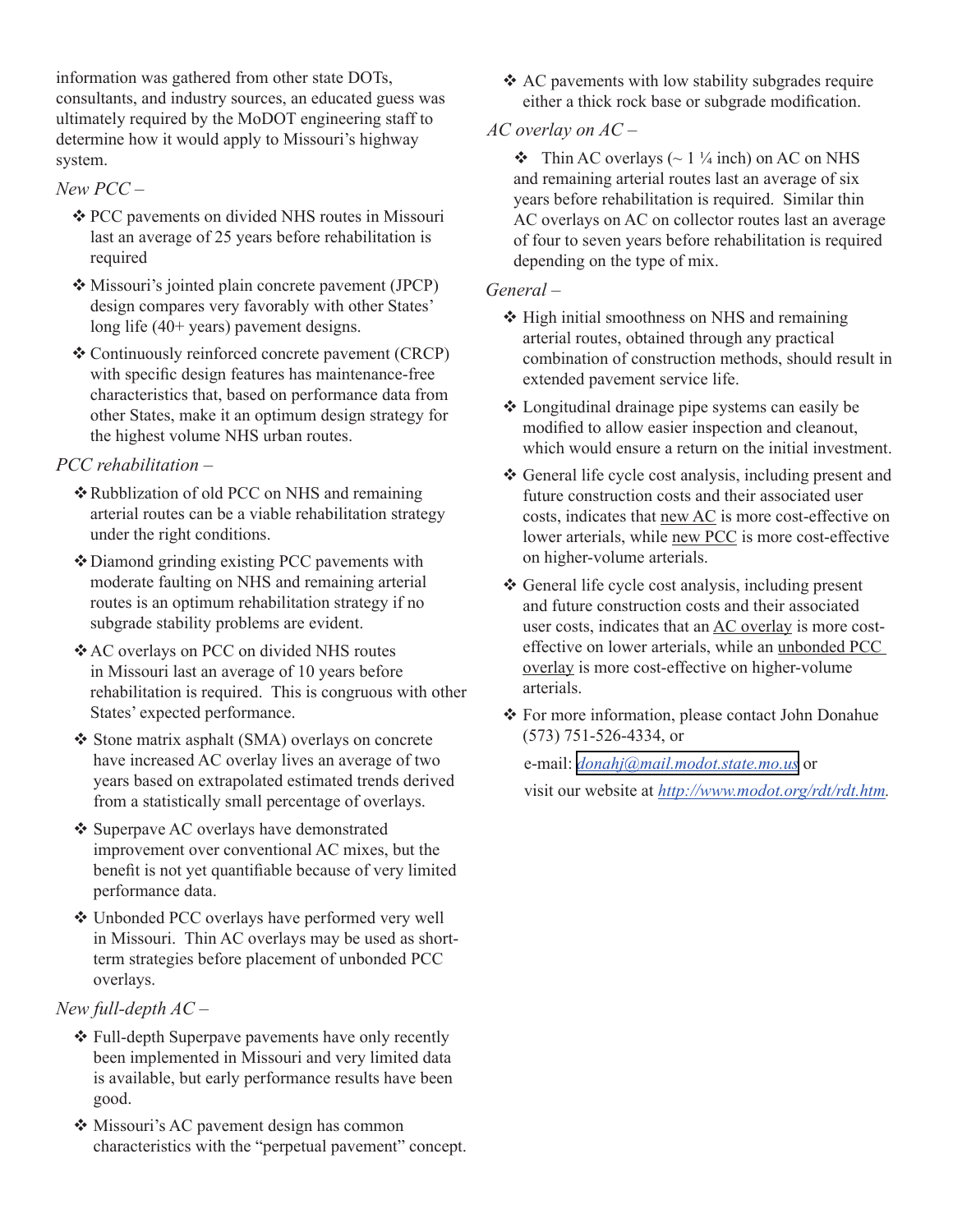information was gathered from other state DOTs, consultants, and industry sources, an educated guess was ultimately required by the MoDOT engineering staff to determine how it would apply to Missouri's highway system.

*New PCC –*

- PCC pavements on divided NHS routes in Missouri last an average of 25 years before rehabilitation is required
- Missouri's jointed plain concrete pavement (JPCP) design compares very favorably with other States' long life (40+ years) pavement designs.
- Continuously reinforced concrete pavement (CRCP) with specific design features has maintenance-free characteristics that, based on performance data from other States, make it an optimum design strategy for the highest volume NHS urban routes.

*PCC rehabilitation –*

- Rubblization of old PCC on NHS and remaining arterial routes can be a viable rehabilitation strategy under the right conditions.
- Diamond grinding existing PCC pavements with moderate faulting on NHS and remaining arterial routes is an optimum rehabilitation strategy if no subgrade stability problems are evident.
- AC overlays on PCC on divided NHS routes in Missouri last an average of 10 years before rehabilitation is required. This is congruous with other States' expected performance.
- Stone matrix asphalt (SMA) overlays on concrete have increased AC overlay lives an average of two years based on extrapolated estimated trends derived from a statistically small percentage of overlays.
- Superpave AC overlays have demonstrated improvement over conventional AC mixes, but the benefit is not yet quantifiable because of very limited performance data.
- Unbonded PCC overlays have performed very well in Missouri. Thin AC overlays may be used as short-term strategies before placement of unbonded PCC overlays.

*New full-depth AC –*

- Full-depth Superpave pavements have only recently been implemented in Missouri and very limited data is available, but early performance results have been good.
- Missouri's AC pavement design has common characteristics with the "perpetual pavement" concept.
- AC pavements with low stability subgrades require either a thick rock base or subgrade modification.

*AC overlay on AC –*

- Thin AC overlays (~ 1 ¼ inch) on AC on NHS and remaining arterial routes last an average of six years before rehabilitation is required. Similar thin AC overlays on AC on collector routes last an average of four to seven years before rehabilitation is required depending on the type of mix.

*General –*

- High initial smoothness on NHS and remaining arterial routes, obtained through any practical combination of construction methods, should result in extended pavement service life.
- Longitudinal drainage pipe systems can easily be modified to allow easier inspection and cleanout, which would ensure a return on the initial investment.
- General life cycle cost analysis, including present and future construction costs and their associated user costs, indicates that new AC is more cost-effective on lower arterials, while new PCC is more cost-effective on higher-volume arterials.
- General life cycle cost analysis, including present and future construction costs and their associated user costs, indicates that an AC overlay is more cost-effective on lower arterials, while an unbonded PCC overlay is more cost-effective on higher-volume arterials.
- For more information, please contact John Donahue (573) 751-526-4334, or

  e-mail: *donahj@mail.modot.state.mo.us* or

  visit our website at *http://www.modot.org/rdt/rdt.htm*.